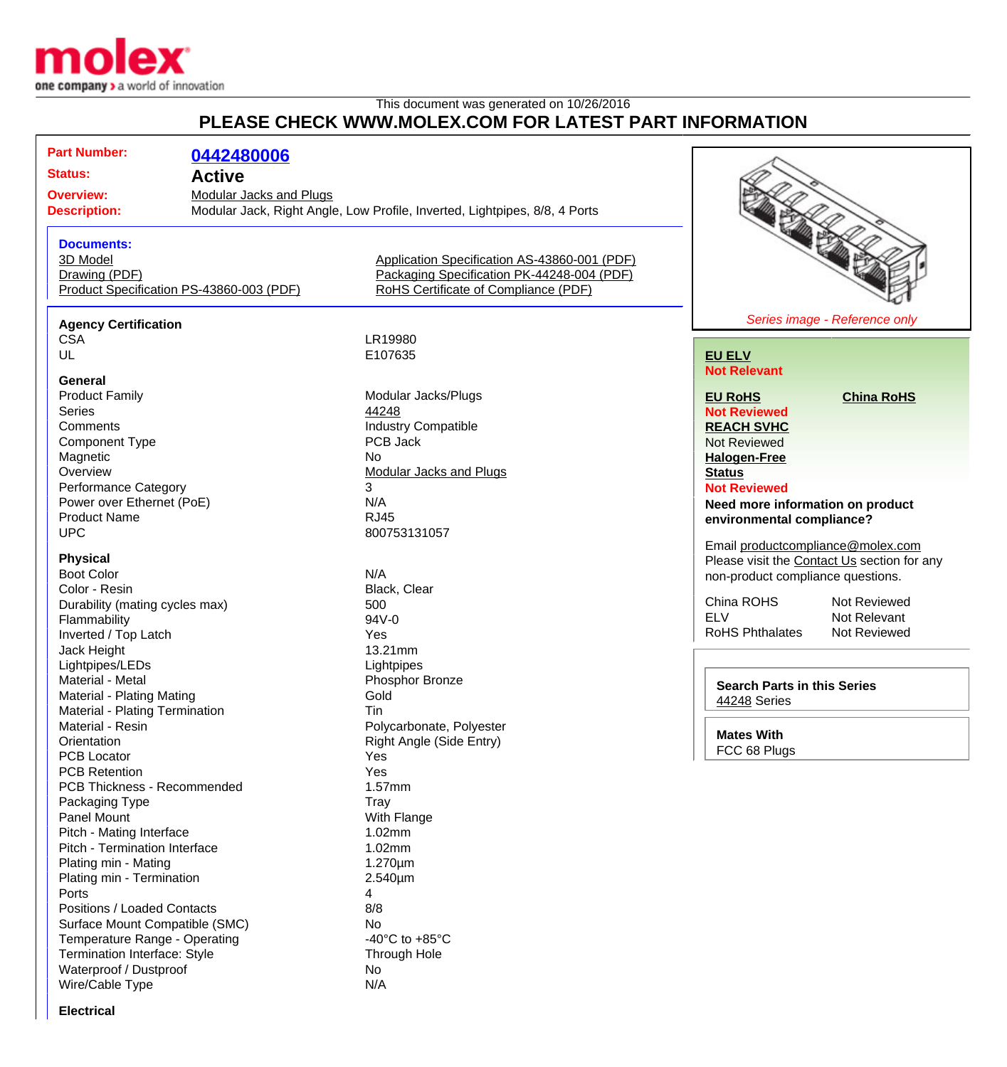This document was generated on 10/26/2016

# PLEASE CHECK WWW.MOLEX.COM FOR LATEST PART INFORMATION

**Part Number:** 0442480006

**Status:** Active

**Overview:** Modular Jacks and Plugs

**Description:** Modular Jack, Right Angle, Low Profile, Inverted, Lightpipes, 8/8, 4 Ports

**Documents:**

- 3D Model
- Drawing (PDF)
- Product Specification PS-43860-003 (PDF)
- Application Specification AS-43860-001 (PDF)
- Packaging Specification PK-44248-004 (PDF)
- RoHS Certificate of Compliance (PDF)

*Series image - Reference only*

### Agency Certification

| | |
|---|---|
| CSA | LR19980 |
| UL | E107635 |

### General

| | |
|---|---|
| Product Family | Modular Jacks/Plugs |
| Series | 44248 |
| Comments | Industry Compatible |
| Component Type | PCB Jack |
| Magnetic | No |
| Overview | Modular Jacks and Plugs |
| Performance Category | 3 |
| Power over Ethernet (PoE) | N/A |
| Product Name | RJ45 |
| UPC | 800753131057 |

### Physical

| | |
|---|---|
| Boot Color | N/A |
| Color - Resin | Black, Clear |
| Durability (mating cycles max) | 500 |
| Flammability | 94V-0 |
| Inverted / Top Latch | Yes |
| Jack Height | 13.21mm |
| Lightpipes/LEDs | Lightpipes |
| Material - Metal | Phosphor Bronze |
| Material - Plating Mating | Gold |
| Material - Plating Termination | Tin |
| Material - Resin | Polycarbonate, Polyester |
| Orientation | Right Angle (Side Entry) |
| PCB Locator | Yes |
| PCB Retention | Yes |
| PCB Thickness - Recommended | 1.57mm |
| Packaging Type | Tray |
| Panel Mount | With Flange |
| Pitch - Mating Interface | 1.02mm |
| Pitch - Termination Interface | 1.02mm |
| Plating min - Mating | 1.270µm |
| Plating min - Termination | 2.540µm |
| Ports | 4 |
| Positions / Loaded Contacts | 8/8 |
| Surface Mount Compatible (SMC) | No |
| Temperature Range - Operating | -40°C to +85°C |
| Termination Interface: Style | Through Hole |
| Waterproof / Dustproof | No |
| Wire/Cable Type | N/A |

### Electrical

**EU ELV**
Not Relevant

**EU RoHS**
Not Reviewed

**China RoHS**

**REACH SVHC**
Not Reviewed

**Halogen-Free Status**
Not Reviewed

**Need more information on product environmental compliance?**

Email productcompliance@molex.com

Please visit the Contact Us section for any non-product compliance questions.

| | |
|---|---|
| China ROHS | Not Reviewed |
| ELV | Not Relevant |
| RoHS Phthalates | Not Reviewed |

**Search Parts in this Series**
44248 Series

**Mates With**
FCC 68 Plugs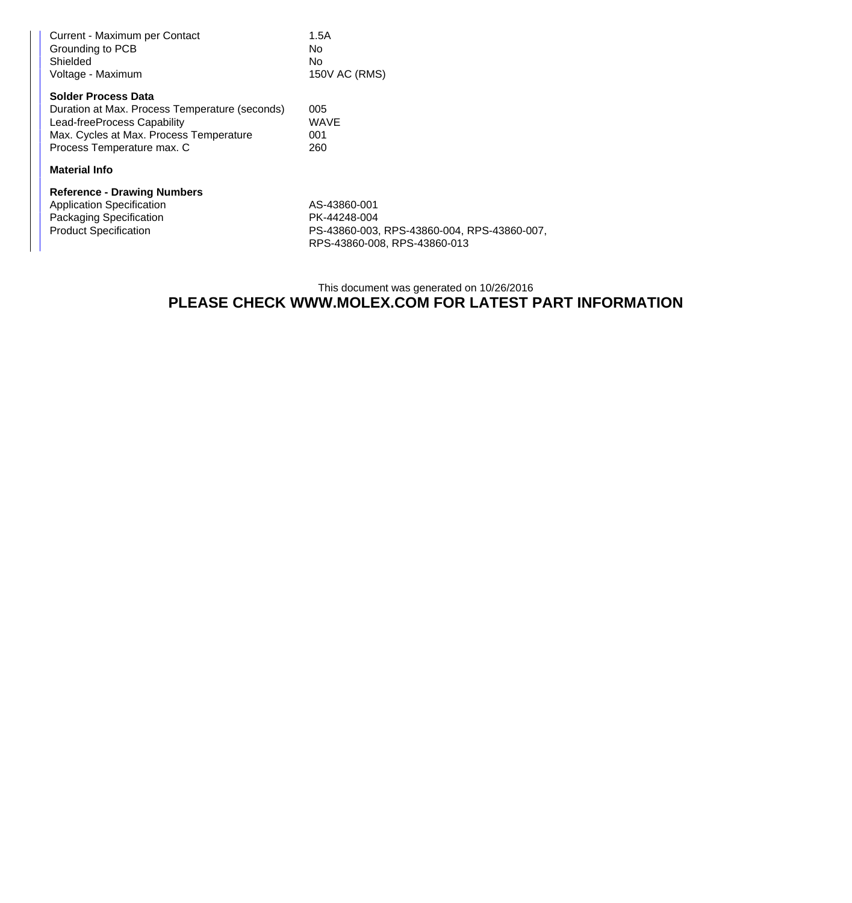| | |
|---|---|
| Current - Maximum per Contact | 1.5A |
| Grounding to PCB | No |
| Shielded | No |
| Voltage - Maximum | 150V AC (RMS) |

**Solder Process Data**

| | |
|---|---|
| Duration at Max. Process Temperature (seconds) | 005 |
| Lead-freeProcess Capability | WAVE |
| Max. Cycles at Max. Process Temperature | 001 |
| Process Temperature max. C | 260 |

**Material Info**

**Reference - Drawing Numbers**

| | |
|---|---|
| Application Specification | AS-43860-001 |
| Packaging Specification | PK-44248-004 |
| Product Specification | PS-43860-003, RPS-43860-004, RPS-43860-007, RPS-43860-008, RPS-43860-013 |

This document was generated on 10/26/2016

**PLEASE CHECK WWW.MOLEX.COM FOR LATEST PART INFORMATION**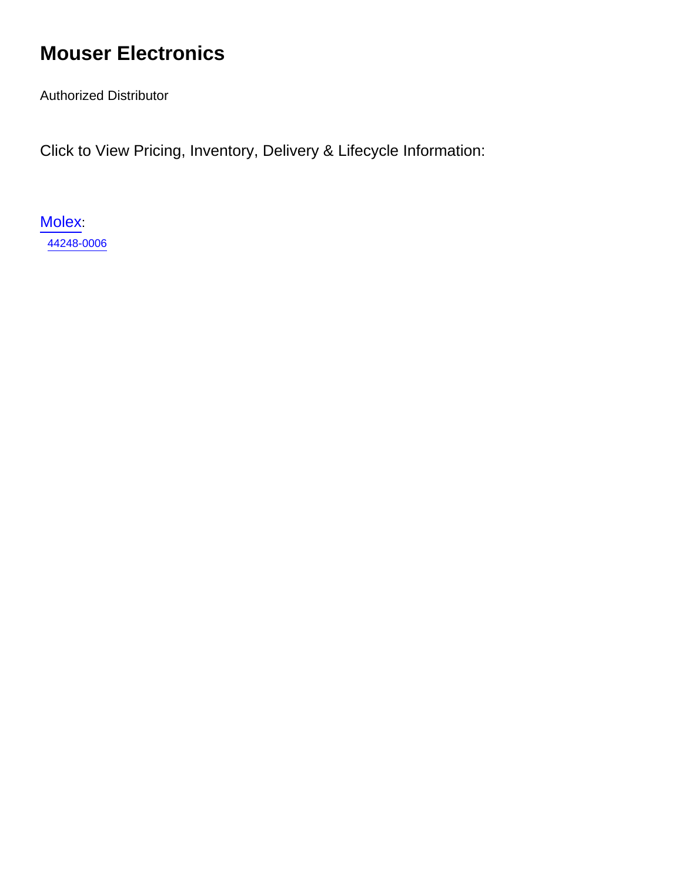# Mouser Electronics

Authorized Distributor

Click to View Pricing, Inventory, Delivery & Lifecycle Information:

Molex:

44248-0006